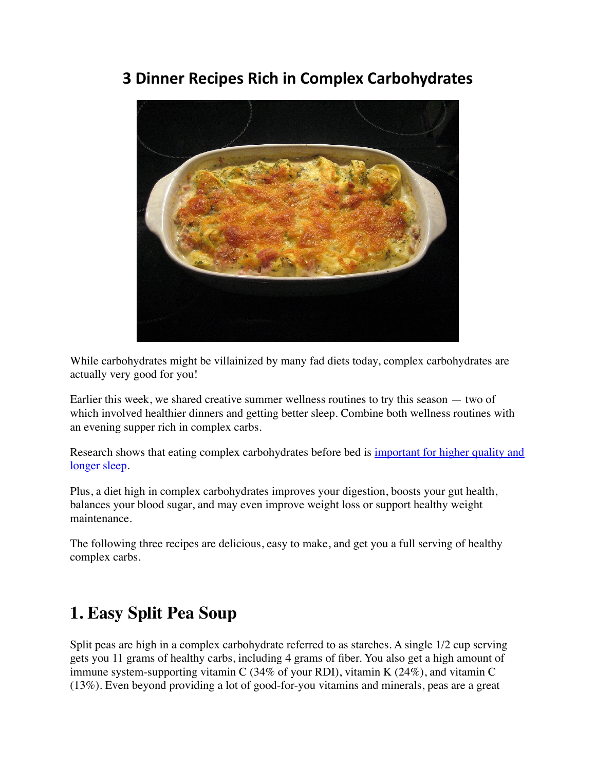# 3 Dinner Recipes Rich in Complex Carbohydrates

While carbohydrates might be villainized by many fad diets today, complex carbohydrates are actually very good for you!

Earlier this week, we shared creative summer wellness routines to try this season — two of which involved healthier dinners and getting better sleep. Combine both wellness routines with an evening supper rich in complex carbs.

Research shows that eating complex carbohydrates before bed is [important for higher quality and longer sleep]().

Plus, a diet high in complex carbohydrates improves your digestion, boosts your gut health, balances your blood sugar, and may even improve weight loss or support healthy weight maintenance.

The following three recipes are delicious, easy to make, and get you a full serving of healthy complex carbs.

## 1. Easy Split Pea Soup

Split peas are high in a complex carbohydrate referred to as starches. A single 1/2 cup serving gets you 11 grams of healthy carbs, including 4 grams of fiber. You also get a high amount of immune system-supporting vitamin C (34% of your RDI), vitamin K (24%), and vitamin C (13%). Even beyond providing a lot of good-for-you vitamins and minerals, peas are a great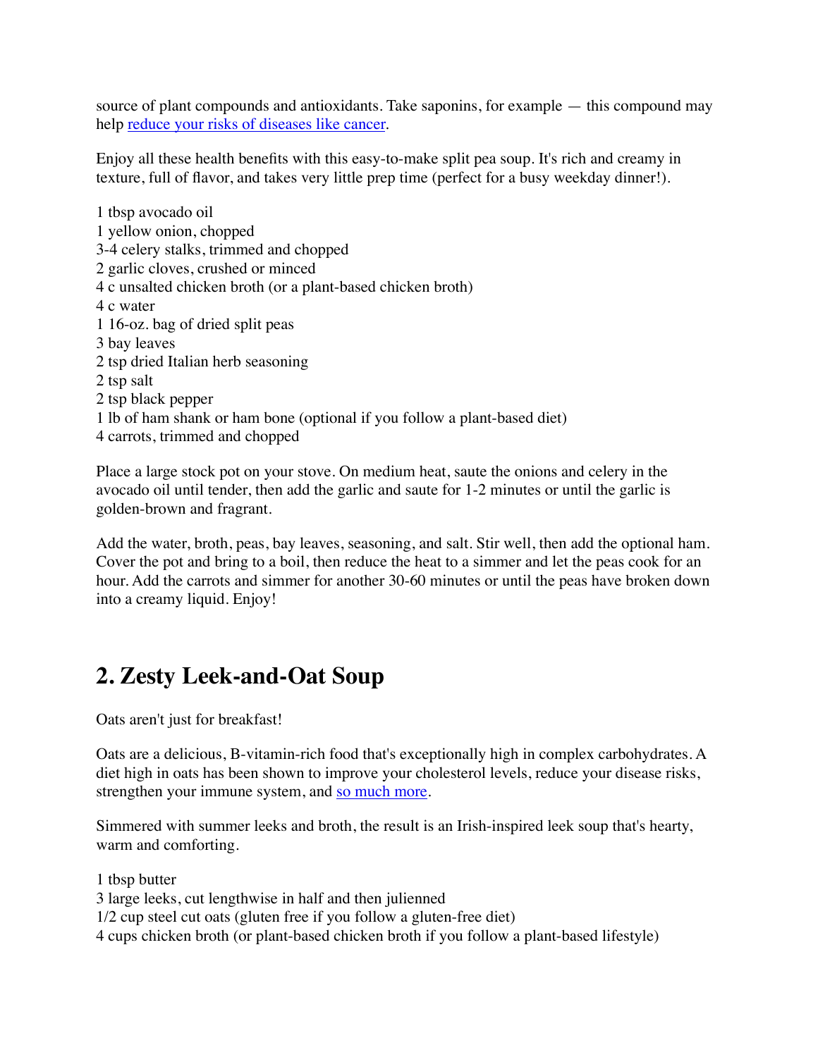source of plant compounds and antioxidants. Take saponins, for example — this compound may help [reduce your risks of diseases like cancer](#).

Enjoy all these health benefits with this easy-to-make split pea soup. It's rich and creamy in texture, full of flavor, and takes very little prep time (perfect for a busy weekday dinner!).

1 tbsp avocado oil
1 yellow onion, chopped
3-4 celery stalks, trimmed and chopped
2 garlic cloves, crushed or minced
4 c unsalted chicken broth (or a plant-based chicken broth)
4 c water
1 16-oz. bag of dried split peas
3 bay leaves
2 tsp dried Italian herb seasoning
2 tsp salt
2 tsp black pepper
1 lb of ham shank or ham bone (optional if you follow a plant-based diet)
4 carrots, trimmed and chopped

Place a large stock pot on your stove. On medium heat, saute the onions and celery in the avocado oil until tender, then add the garlic and saute for 1-2 minutes or until the garlic is golden-brown and fragrant.

Add the water, broth, peas, bay leaves, seasoning, and salt. Stir well, then add the optional ham. Cover the pot and bring to a boil, then reduce the heat to a simmer and let the peas cook for an hour. Add the carrots and simmer for another 30-60 minutes or until the peas have broken down into a creamy liquid. Enjoy!

## 2. Zesty Leek-and-Oat Soup

Oats aren't just for breakfast!

Oats are a delicious, B-vitamin-rich food that's exceptionally high in complex carbohydrates. A diet high in oats has been shown to improve your cholesterol levels, reduce your disease risks, strengthen your immune system, and [so much more](#).

Simmered with summer leeks and broth, the result is an Irish-inspired leek soup that's hearty, warm and comforting.

1 tbsp butter
3 large leeks, cut lengthwise in half and then julienned
1/2 cup steel cut oats (gluten free if you follow a gluten-free diet)
4 cups chicken broth (or plant-based chicken broth if you follow a plant-based lifestyle)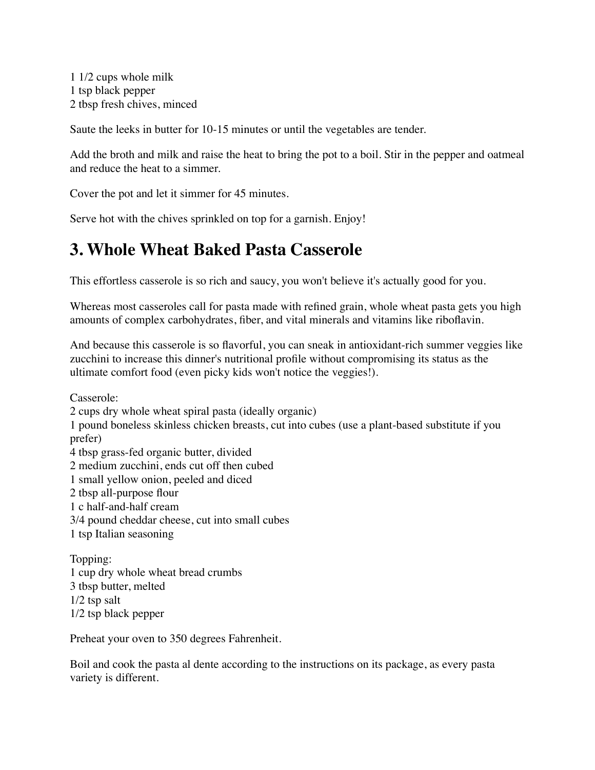1 1/2 cups whole milk
1 tsp black pepper
2 tbsp fresh chives, minced

Saute the leeks in butter for 10-15 minutes or until the vegetables are tender.

Add the broth and milk and raise the heat to bring the pot to a boil. Stir in the pepper and oatmeal and reduce the heat to a simmer.

Cover the pot and let it simmer for 45 minutes.

Serve hot with the chives sprinkled on top for a garnish. Enjoy!

## 3. Whole Wheat Baked Pasta Casserole

This effortless casserole is so rich and saucy, you won't believe it's actually good for you.

Whereas most casseroles call for pasta made with refined grain, whole wheat pasta gets you high amounts of complex carbohydrates, fiber, and vital minerals and vitamins like riboflavin.

And because this casserole is so flavorful, you can sneak in antioxidant-rich summer veggies like zucchini to increase this dinner's nutritional profile without compromising its status as the ultimate comfort food (even picky kids won't notice the veggies!).

Casserole:
2 cups dry whole wheat spiral pasta (ideally organic)
1 pound boneless skinless chicken breasts, cut into cubes (use a plant-based substitute if you prefer)
4 tbsp grass-fed organic butter, divided
2 medium zucchini, ends cut off then cubed
1 small yellow onion, peeled and diced
2 tbsp all-purpose flour
1 c half-and-half cream
3/4 pound cheddar cheese, cut into small cubes
1 tsp Italian seasoning

Topping:
1 cup dry whole wheat bread crumbs
3 tbsp butter, melted
1/2 tsp salt
1/2 tsp black pepper

Preheat your oven to 350 degrees Fahrenheit.

Boil and cook the pasta al dente according to the instructions on its package, as every pasta variety is different.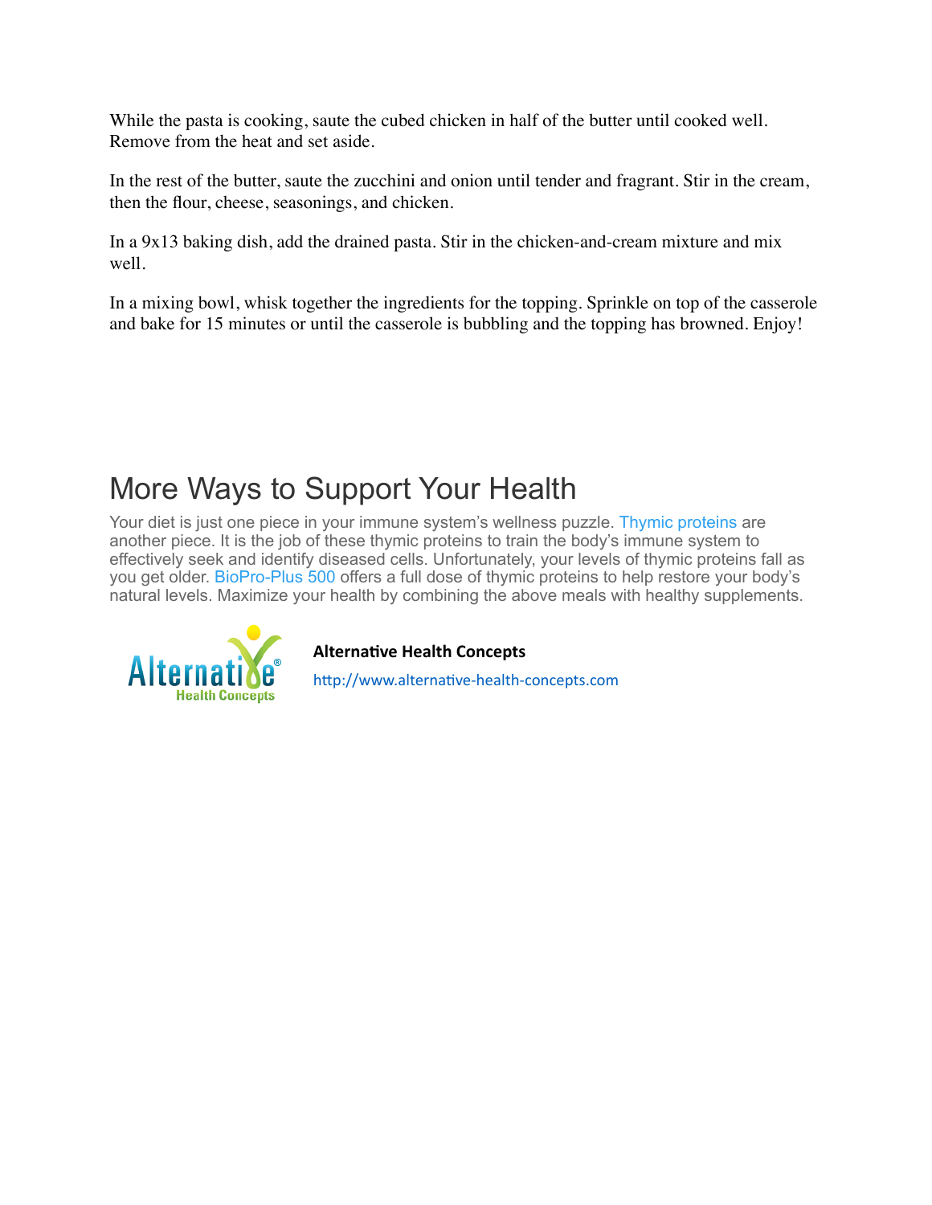While the pasta is cooking, saute the cubed chicken in half of the butter until cooked well. Remove from the heat and set aside.

In the rest of the butter, saute the zucchini and onion until tender and fragrant. Stir in the cream, then the flour, cheese, seasonings, and chicken.

In a 9x13 baking dish, add the drained pasta. Stir in the chicken-and-cream mixture and mix well.

In a mixing bowl, whisk together the ingredients for the topping. Sprinkle on top of the casserole and bake for 15 minutes or until the casserole is bubbling and the topping has browned. Enjoy!

## More Ways to Support Your Health

Your diet is just one piece in your immune system's wellness puzzle. Thymic proteins are another piece. It is the job of these thymic proteins to train the body's immune system to effectively seek and identify diseased cells. Unfortunately, your levels of thymic proteins fall as you get older. BioPro-Plus 500 offers a full dose of thymic proteins to help restore your body's natural levels. Maximize your health by combining the above meals with healthy supplements.

**Alternative Health Concepts**

http://www.alternative-health-concepts.com